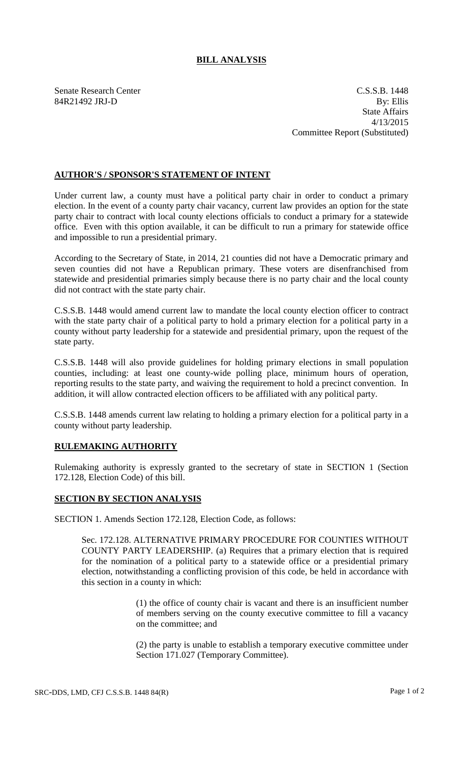# BILL ANALYSIS

Senate Research Center
84R21492 JRJ-D

C.S.S.B. 1448
By: Ellis
State Affairs
4/13/2015
Committee Report (Substituted)

## AUTHOR'S / SPONSOR'S STATEMENT OF INTENT

Under current law, a county must have a political party chair in order to conduct a primary election. In the event of a county party chair vacancy, current law provides an option for the state party chair to contract with local county elections officials to conduct a primary for a statewide office. Even with this option available, it can be difficult to run a primary for statewide office and impossible to run a presidential primary.

According to the Secretary of State, in 2014, 21 counties did not have a Democratic primary and seven counties did not have a Republican primary. These voters are disenfranchised from statewide and presidential primaries simply because there is no party chair and the local county did not contract with the state party chair.

C.S.S.B. 1448 would amend current law to mandate the local county election officer to contract with the state party chair of a political party to hold a primary election for a political party in a county without party leadership for a statewide and presidential primary, upon the request of the state party.

C.S.S.B. 1448 will also provide guidelines for holding primary elections in small population counties, including: at least one county-wide polling place, minimum hours of operation, reporting results to the state party, and waiving the requirement to hold a precinct convention. In addition, it will allow contracted election officers to be affiliated with any political party.

C.S.S.B. 1448 amends current law relating to holding a primary election for a political party in a county without party leadership.

## RULEMAKING AUTHORITY

Rulemaking authority is expressly granted to the secretary of state in SECTION 1 (Section 172.128, Election Code) of this bill.

## SECTION BY SECTION ANALYSIS

SECTION 1. Amends Section 172.128, Election Code, as follows:

Sec. 172.128. ALTERNATIVE PRIMARY PROCEDURE FOR COUNTIES WITHOUT COUNTY PARTY LEADERSHIP. (a) Requires that a primary election that is required for the nomination of a political party to a statewide office or a presidential primary election, notwithstanding a conflicting provision of this code, be held in accordance with this section in a county in which:

(1) the office of county chair is vacant and there is an insufficient number of members serving on the county executive committee to fill a vacancy on the committee; and

(2) the party is unable to establish a temporary executive committee under Section 171.027 (Temporary Committee).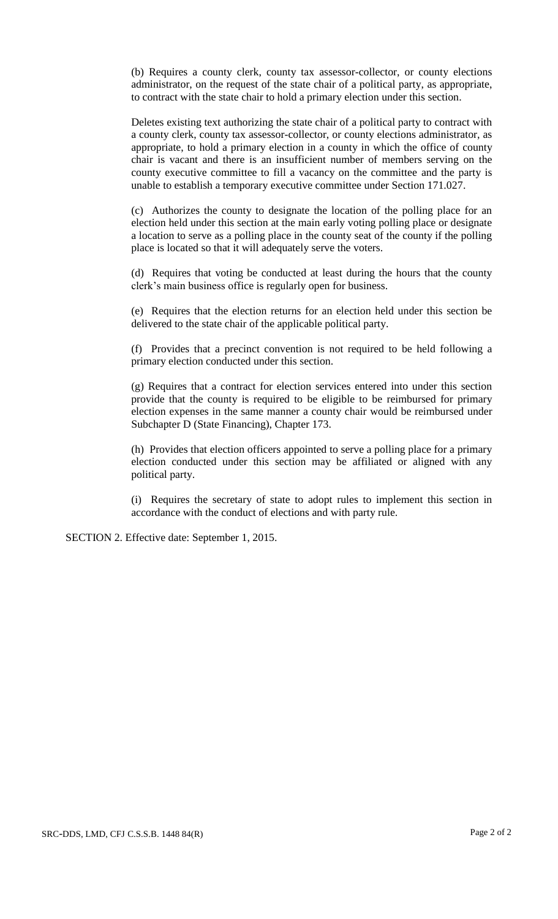(b) Requires a county clerk, county tax assessor-collector, or county elections administrator, on the request of the state chair of a political party, as appropriate, to contract with the state chair to hold a primary election under this section.

Deletes existing text authorizing the state chair of a political party to contract with a county clerk, county tax assessor-collector, or county elections administrator, as appropriate, to hold a primary election in a county in which the office of county chair is vacant and there is an insufficient number of members serving on the county executive committee to fill a vacancy on the committee and the party is unable to establish a temporary executive committee under Section 171.027.

(c) Authorizes the county to designate the location of the polling place for an election held under this section at the main early voting polling place or designate a location to serve as a polling place in the county seat of the county if the polling place is located so that it will adequately serve the voters.

(d) Requires that voting be conducted at least during the hours that the county clerk's main business office is regularly open for business.

(e) Requires that the election returns for an election held under this section be delivered to the state chair of the applicable political party.

(f) Provides that a precinct convention is not required to be held following a primary election conducted under this section.

(g) Requires that a contract for election services entered into under this section provide that the county is required to be eligible to be reimbursed for primary election expenses in the same manner a county chair would be reimbursed under Subchapter D (State Financing), Chapter 173.

(h) Provides that election officers appointed to serve a polling place for a primary election conducted under this section may be affiliated or aligned with any political party.

(i) Requires the secretary of state to adopt rules to implement this section in accordance with the conduct of elections and with party rule.

SECTION 2. Effective date: September 1, 2015.

SRC-DDS, LMD, CFJ C.S.S.B. 1448 84(R)